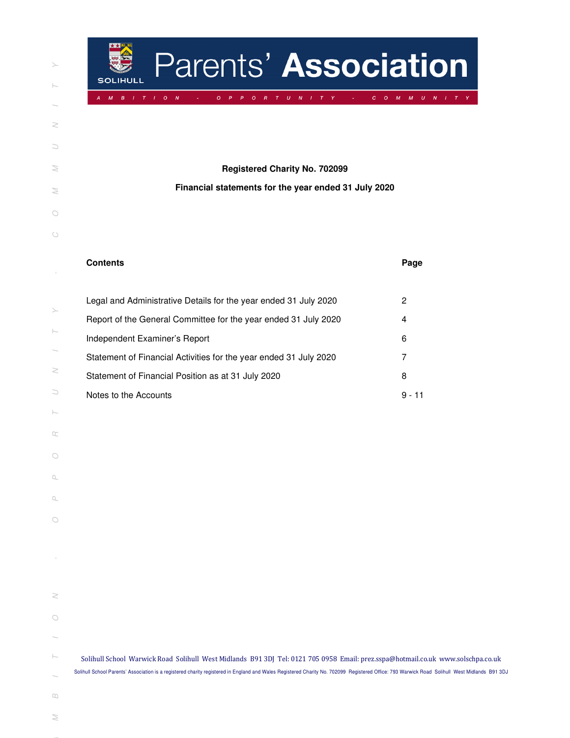# Parents' Association

SOLIHULL

AMBITION - OPPORTUNITY - COMMUNITY

**Registered Charity No. 702099**

**Financial statements for the year ended 31 July 2020**

| **Contents** | **Page** |
|---|---|
| Legal and Administrative Details for the year ended 31 July 2020 | 2 |
| Report of the General Committee for the year ended 31 July 2020 | 4 |
| Independent Examiner's Report | 6 |
| Statement of Financial Activities for the year ended 31 July 2020 | 7 |
| Statement of Financial Position as at 31 July 2020 | 8 |
| Notes to the Accounts | 9 - 11 |

Solihull School Warwick Road Solihull West Midlands B91 3DJ Tel: 0121 705 0958 Email: prez.sspa@hotmail.co.uk www.solschpa.co.uk

Solihull School Parents' Association is a registered charity registered in England and Wales Registered Charity No. 702099 Registered Office: 793 Warwick Road Solihull West Midlands B91 3DJ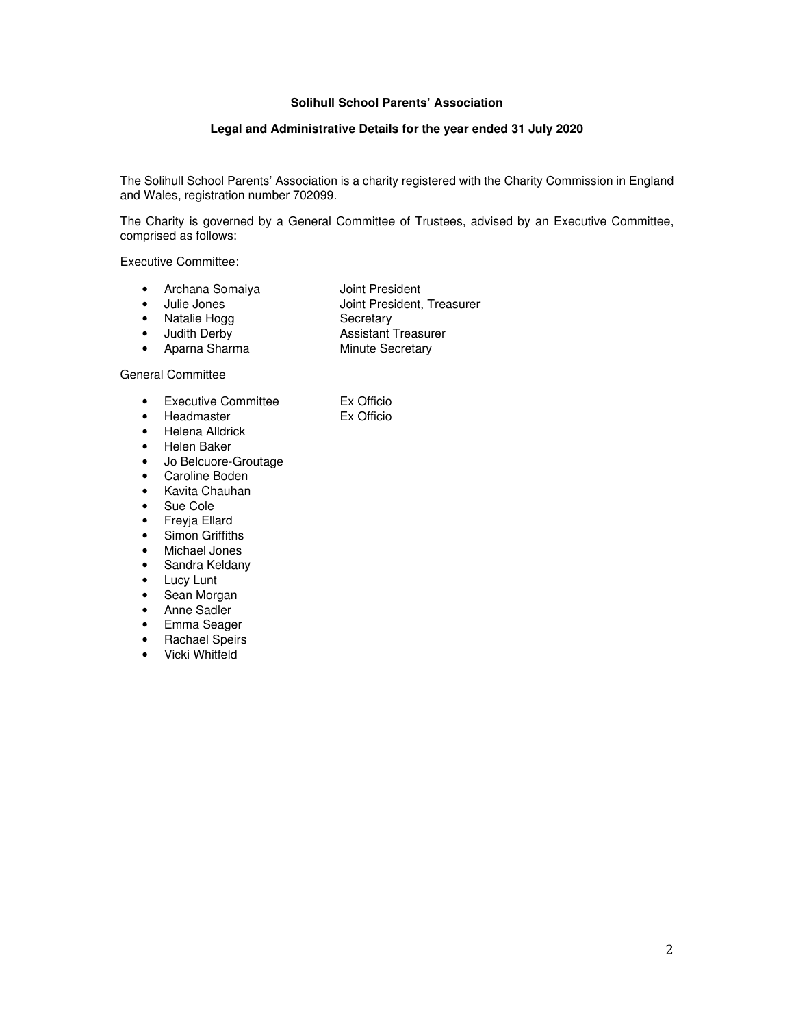**Solihull School Parents' Association**

**Legal and Administrative Details for the year ended 31 July 2020**

The Solihull School Parents' Association is a charity registered with the Charity Commission in England and Wales, registration number 702099.

The Charity is governed by a General Committee of Trustees, advised by an Executive Committee, comprised as follows:

Executive Committee:

- Archana Somaiya — Joint President
- Julie Jones — Joint President, Treasurer
- Natalie Hogg — Secretary
- Judith Derby — Assistant Treasurer
- Aparna Sharma — Minute Secretary

General Committee

- Executive Committee — Ex Officio
- Headmaster — Ex Officio
- Helena Alldrick
- Helen Baker
- Jo Belcuore-Groutage
- Caroline Boden
- Kavita Chauhan
- Sue Cole
- Freyja Ellard
- Simon Griffiths
- Michael Jones
- Sandra Keldany
- Lucy Lunt
- Sean Morgan
- Anne Sadler
- Emma Seager
- Rachael Speirs
- Vicki Whitfeld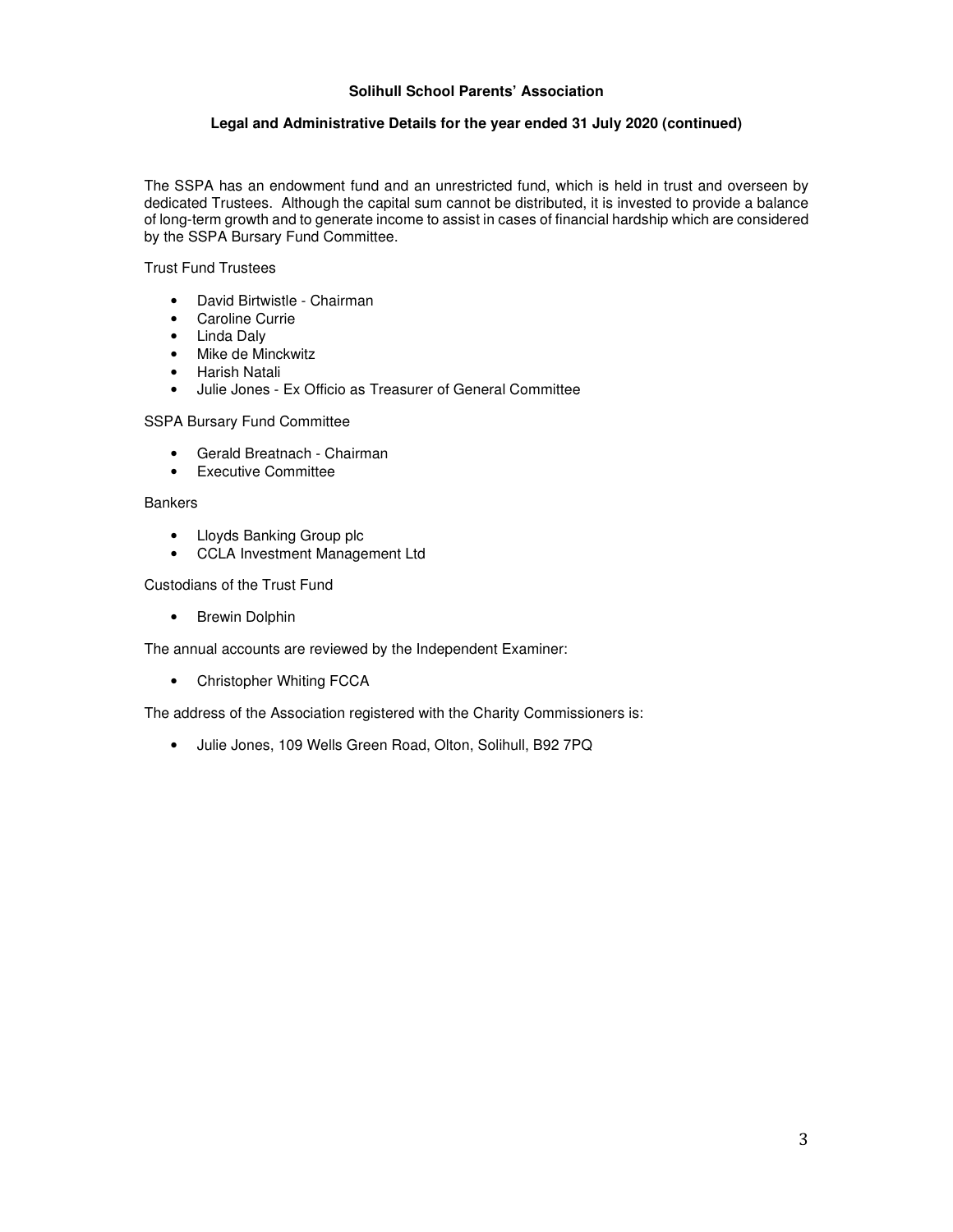**Solihull School Parents' Association**

**Legal and Administrative Details for the year ended 31 July 2020 (continued)**

The SSPA has an endowment fund and an unrestricted fund, which is held in trust and overseen by dedicated Trustees. Although the capital sum cannot be distributed, it is invested to provide a balance of long-term growth and to generate income to assist in cases of financial hardship which are considered by the SSPA Bursary Fund Committee.

Trust Fund Trustees

- David Birtwistle - Chairman
- Caroline Currie
- Linda Daly
- Mike de Minckwitz
- Harish Natali
- Julie Jones - Ex Officio as Treasurer of General Committee

SSPA Bursary Fund Committee

- Gerald Breatnach - Chairman
- Executive Committee

Bankers

- Lloyds Banking Group plc
- CCLA Investment Management Ltd

Custodians of the Trust Fund

- Brewin Dolphin

The annual accounts are reviewed by the Independent Examiner:

- Christopher Whiting FCCA

The address of the Association registered with the Charity Commissioners is:

- Julie Jones, 109 Wells Green Road, Olton, Solihull, B92 7PQ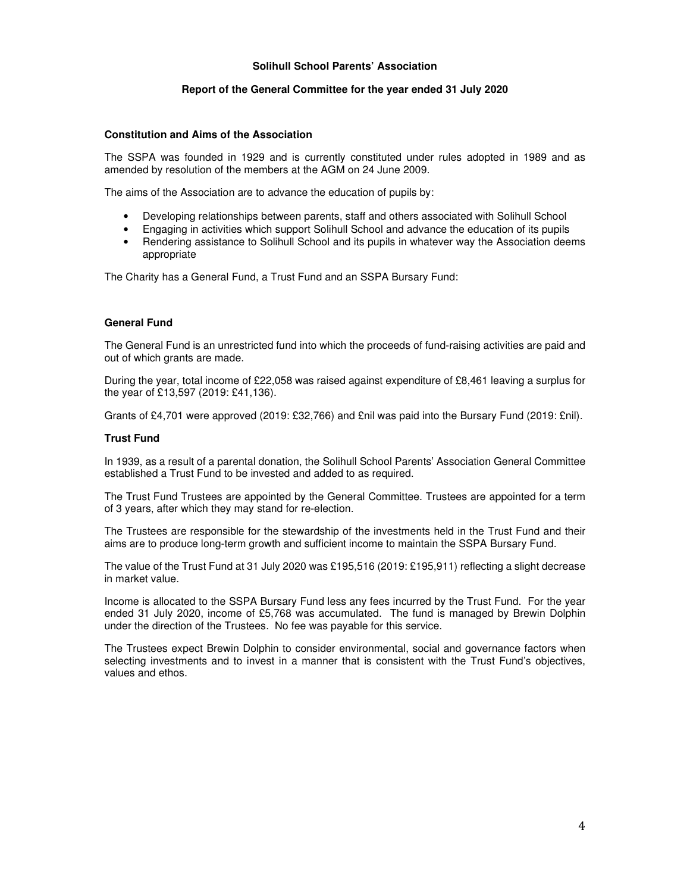**Solihull School Parents' Association**

**Report of the General Committee for the year ended 31 July 2020**

### Constitution and Aims of the Association

The SSPA was founded in 1929 and is currently constituted under rules adopted in 1989 and as amended by resolution of the members at the AGM on 24 June 2009.

The aims of the Association are to advance the education of pupils by:

- Developing relationships between parents, staff and others associated with Solihull School
- Engaging in activities which support Solihull School and advance the education of its pupils
- Rendering assistance to Solihull School and its pupils in whatever way the Association deems appropriate

The Charity has a General Fund, a Trust Fund and an SSPA Bursary Fund:

### General Fund

The General Fund is an unrestricted fund into which the proceeds of fund-raising activities are paid and out of which grants are made.

During the year, total income of £22,058 was raised against expenditure of £8,461 leaving a surplus for the year of £13,597 (2019: £41,136).

Grants of £4,701 were approved (2019: £32,766) and £nil was paid into the Bursary Fund (2019: £nil).

### Trust Fund

In 1939, as a result of a parental donation, the Solihull School Parents' Association General Committee established a Trust Fund to be invested and added to as required.

The Trust Fund Trustees are appointed by the General Committee. Trustees are appointed for a term of 3 years, after which they may stand for re-election.

The Trustees are responsible for the stewardship of the investments held in the Trust Fund and their aims are to produce long-term growth and sufficient income to maintain the SSPA Bursary Fund.

The value of the Trust Fund at 31 July 2020 was £195,516 (2019: £195,911) reflecting a slight decrease in market value.

Income is allocated to the SSPA Bursary Fund less any fees incurred by the Trust Fund. For the year ended 31 July 2020, income of £5,768 was accumulated. The fund is managed by Brewin Dolphin under the direction of the Trustees. No fee was payable for this service.

The Trustees expect Brewin Dolphin to consider environmental, social and governance factors when selecting investments and to invest in a manner that is consistent with the Trust Fund's objectives, values and ethos.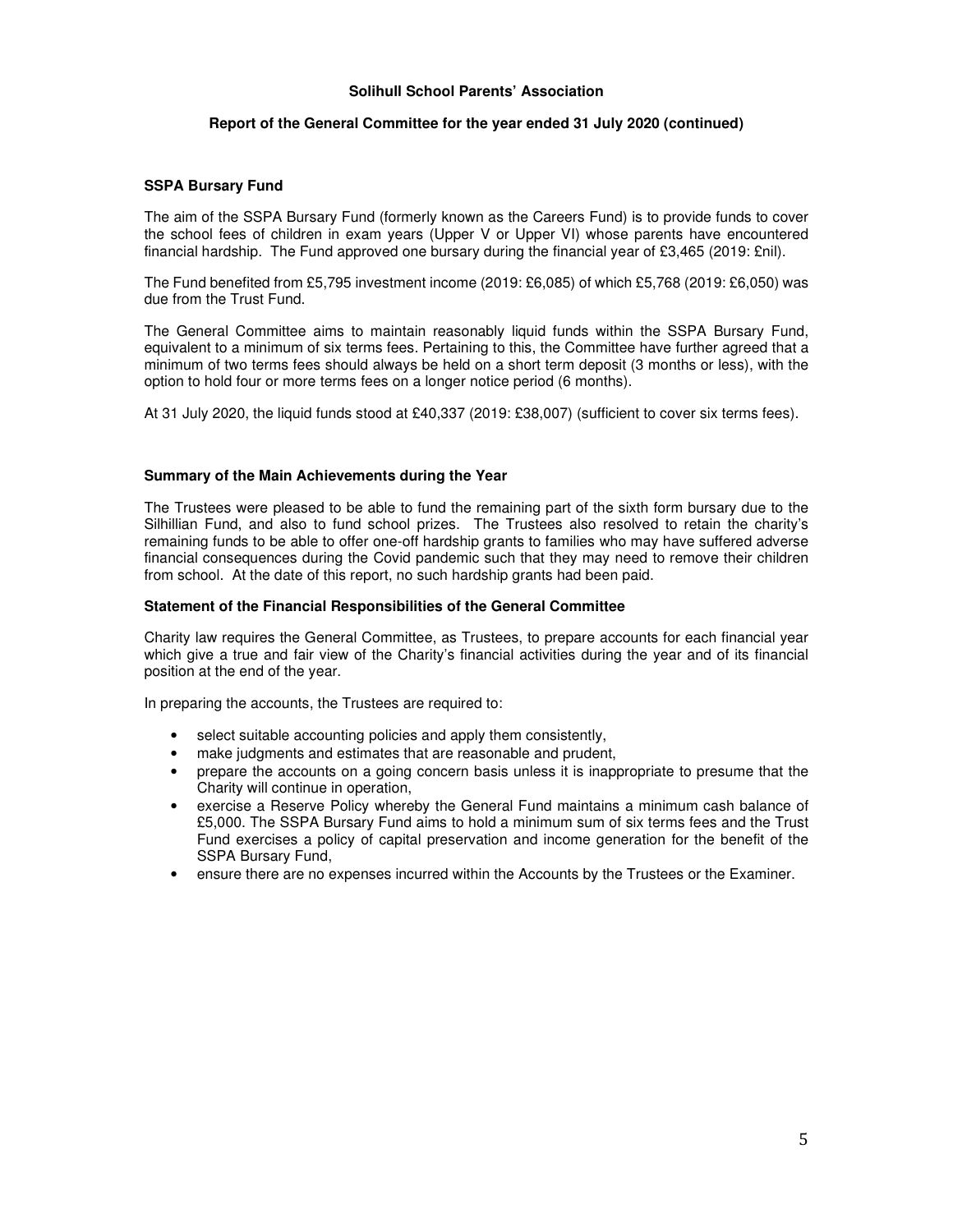# Solihull School Parents' Association

## Report of the General Committee for the year ended 31 July 2020 (continued)

### SSPA Bursary Fund

The aim of the SSPA Bursary Fund (formerly known as the Careers Fund) is to provide funds to cover the school fees of children in exam years (Upper V or Upper VI) whose parents have encountered financial hardship. The Fund approved one bursary during the financial year of £3,465 (2019: £nil).

The Fund benefited from £5,795 investment income (2019: £6,085) of which £5,768 (2019: £6,050) was due from the Trust Fund.

The General Committee aims to maintain reasonably liquid funds within the SSPA Bursary Fund, equivalent to a minimum of six terms fees. Pertaining to this, the Committee have further agreed that a minimum of two terms fees should always be held on a short term deposit (3 months or less), with the option to hold four or more terms fees on a longer notice period (6 months).

At 31 July 2020, the liquid funds stood at £40,337 (2019: £38,007) (sufficient to cover six terms fees).

### Summary of the Main Achievements during the Year

The Trustees were pleased to be able to fund the remaining part of the sixth form bursary due to the Silhillian Fund, and also to fund school prizes. The Trustees also resolved to retain the charity's remaining funds to be able to offer one-off hardship grants to families who may have suffered adverse financial consequences during the Covid pandemic such that they may need to remove their children from school. At the date of this report, no such hardship grants had been paid.

### Statement of the Financial Responsibilities of the General Committee

Charity law requires the General Committee, as Trustees, to prepare accounts for each financial year which give a true and fair view of the Charity's financial activities during the year and of its financial position at the end of the year.

In preparing the accounts, the Trustees are required to:

- select suitable accounting policies and apply them consistently,
- make judgments and estimates that are reasonable and prudent,
- prepare the accounts on a going concern basis unless it is inappropriate to presume that the Charity will continue in operation,
- exercise a Reserve Policy whereby the General Fund maintains a minimum cash balance of £5,000. The SSPA Bursary Fund aims to hold a minimum sum of six terms fees and the Trust Fund exercises a policy of capital preservation and income generation for the benefit of the SSPA Bursary Fund,
- ensure there are no expenses incurred within the Accounts by the Trustees or the Examiner.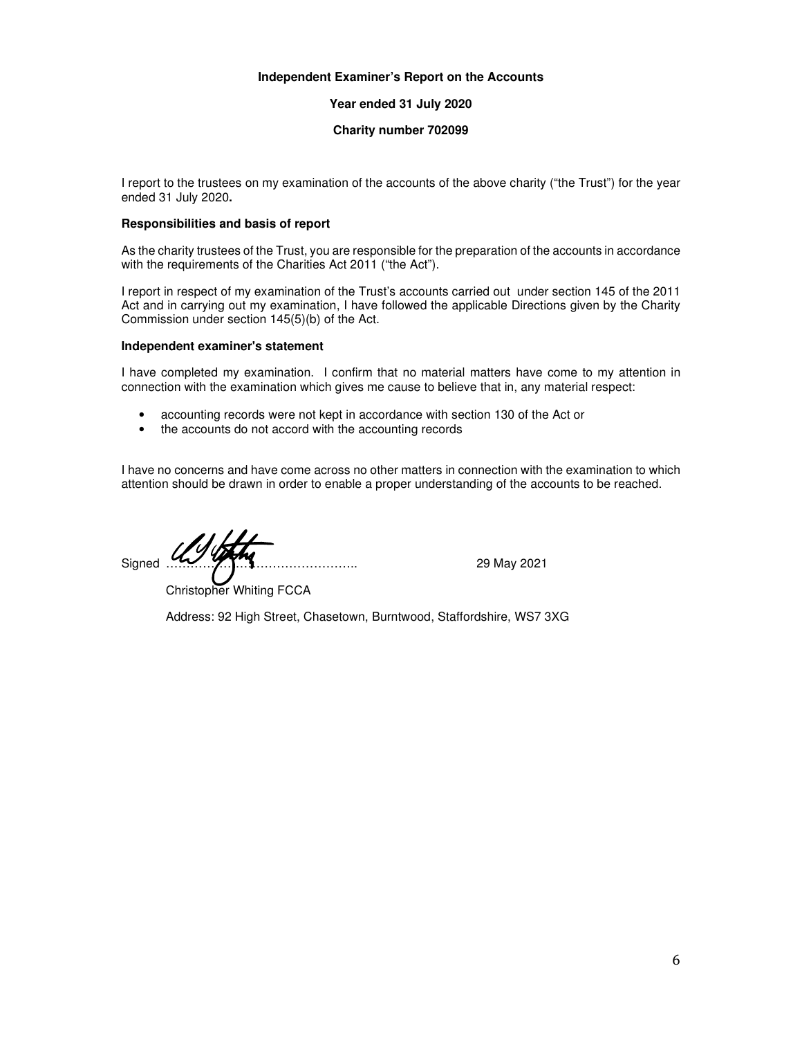# Independent Examiner's Report on the Accounts

## Year ended 31 July 2020

## Charity number 702099

I report to the trustees on my examination of the accounts of the above charity ("the Trust") for the year ended 31 July 2020**.**

### Responsibilities and basis of report

As the charity trustees of the Trust, you are responsible for the preparation of the accounts in accordance with the requirements of the Charities Act 2011 ("the Act").

I report in respect of my examination of the Trust's accounts carried out under section 145 of the 2011 Act and in carrying out my examination, I have followed the applicable Directions given by the Charity Commission under section 145(5)(b) of the Act.

### Independent examiner's statement

I have completed my examination. I confirm that no material matters have come to my attention in connection with the examination which gives me cause to believe that in, any material respect:

- accounting records were not kept in accordance with section 130 of the Act or
- the accounts do not accord with the accounting records

I have no concerns and have come across no other matters in connection with the examination to which attention should be drawn in order to enable a proper understanding of the accounts to be reached.

Signed ……………………………………….. 29 May 2021

Christopher Whiting FCCA

Address: 92 High Street, Chasetown, Burntwood, Staffordshire, WS7 3XG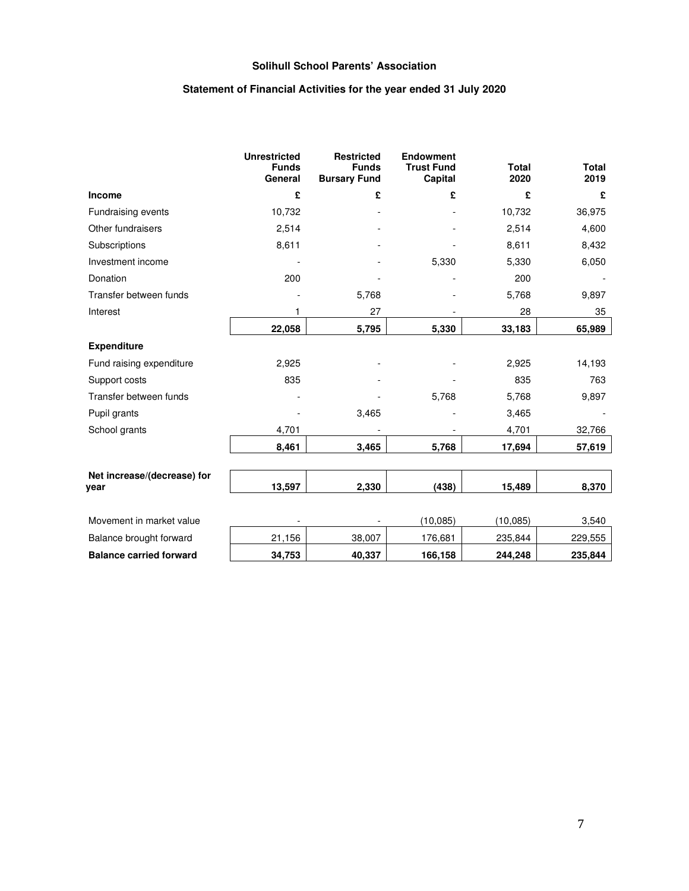**Solihull School Parents' Association**

**Statement of Financial Activities for the year ended 31 July 2020**

| | Unrestricted Funds General | Restricted Funds Bursary Fund | Endowment Trust Fund Capital | Total 2020 | Total 2019 |
|---|---|---|---|---|---|
| **Income** | £ | £ | £ | £ | £ |
| Fundraising events | 10,732 | - | - | 10,732 | 36,975 |
| Other fundraisers | 2,514 | - | - | 2,514 | 4,600 |
| Subscriptions | 8,611 | - | - | 8,611 | 8,432 |
| Investment income | - | - | 5,330 | 5,330 | 6,050 |
| Donation | 200 | - | - | 200 | - |
| Transfer between funds | - | 5,768 | - | 5,768 | 9,897 |
| Interest | 1 | 27 | - | 28 | 35 |
| | **22,058** | **5,795** | **5,330** | **33,183** | **65,989** |
| **Expenditure** | | | | | |
| Fund raising expenditure | 2,925 | - | - | 2,925 | 14,193 |
| Support costs | 835 | - | - | 835 | 763 |
| Transfer between funds | - | - | 5,768 | 5,768 | 9,897 |
| Pupil grants | - | 3,465 | - | 3,465 | - |
| School grants | 4,701 | - | - | 4,701 | 32,766 |
| | **8,461** | **3,465** | **5,768** | **17,694** | **57,619** |
| **Net increase/(decrease) for year** | **13,597** | **2,330** | **(438)** | **15,489** | **8,370** |
| Movement in market value | - | - | (10,085) | (10,085) | 3,540 |
| Balance brought forward | 21,156 | 38,007 | 176,681 | 235,844 | 229,555 |
| **Balance carried forward** | **34,753** | **40,337** | **166,158** | **244,248** | **235,844** |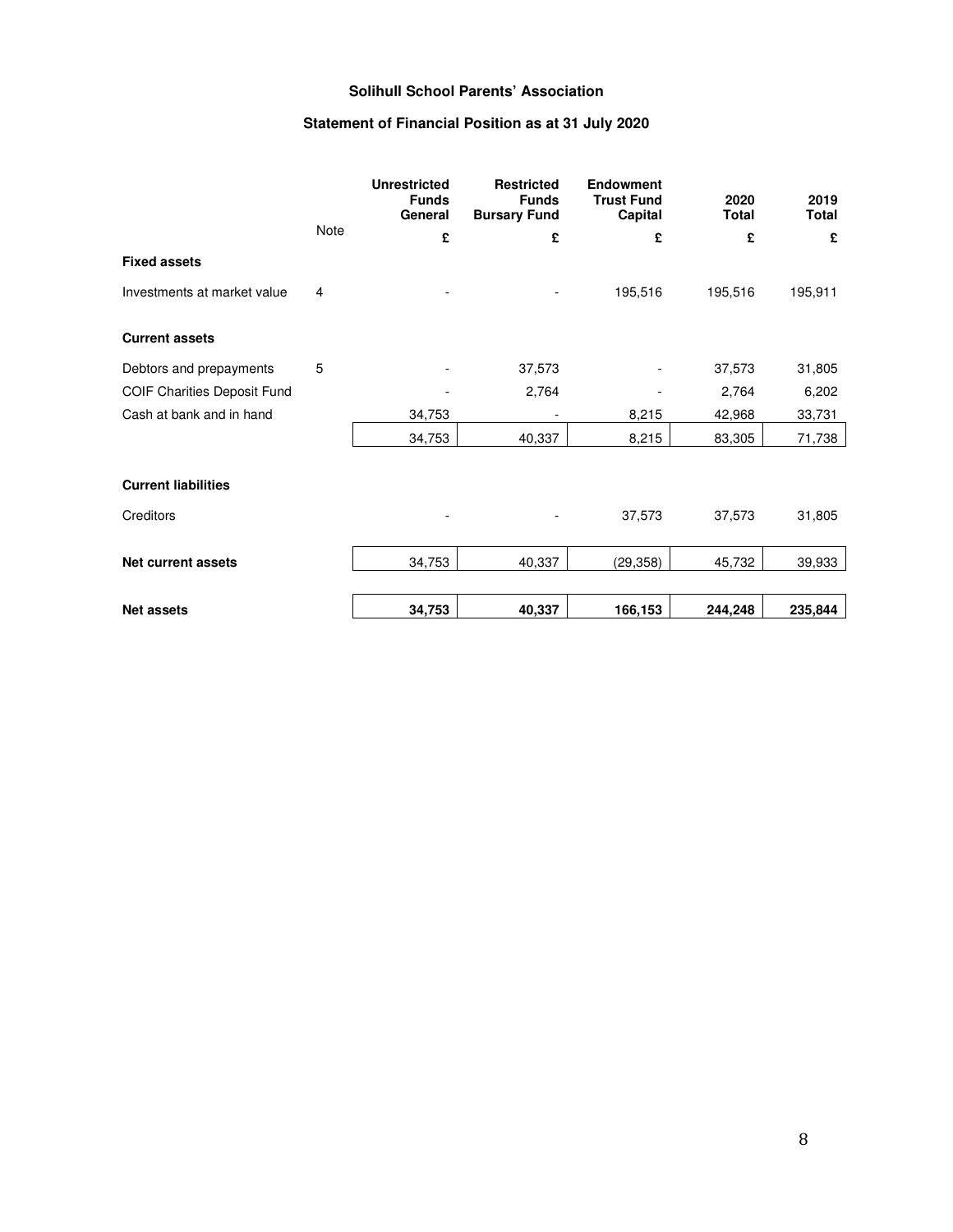# Solihull School Parents' Association

## Statement of Financial Position as at 31 July 2020

| | Note | Unrestricted Funds General | Restricted Funds Bursary Fund | Endowment Trust Fund Capital | 2020 Total | 2019 Total |
|---|---|---|---|---|---|---|
| | | £ | £ | £ | £ | £ |
| **Fixed assets** | | | | | | |
| Investments at market value | 4 | - | - | 195,516 | 195,516 | 195,911 |
| **Current assets** | | | | | | |
| Debtors and prepayments | 5 | - | 37,573 | - | 37,573 | 31,805 |
| COIF Charities Deposit Fund | | - | 2,764 | - | 2,764 | 6,202 |
| Cash at bank and in hand | | 34,753 | - | 8,215 | 42,968 | 33,731 |
| | | 34,753 | 40,337 | 8,215 | 83,305 | 71,738 |
| **Current liabilities** | | | | | | |
| Creditors | | - | - | 37,573 | 37,573 | 31,805 |
| **Net current assets** | | 34,753 | 40,337 | (29,358) | 45,732 | 39,933 |
| **Net assets** | | **34,753** | **40,337** | **166,153** | **244,248** | **235,844** |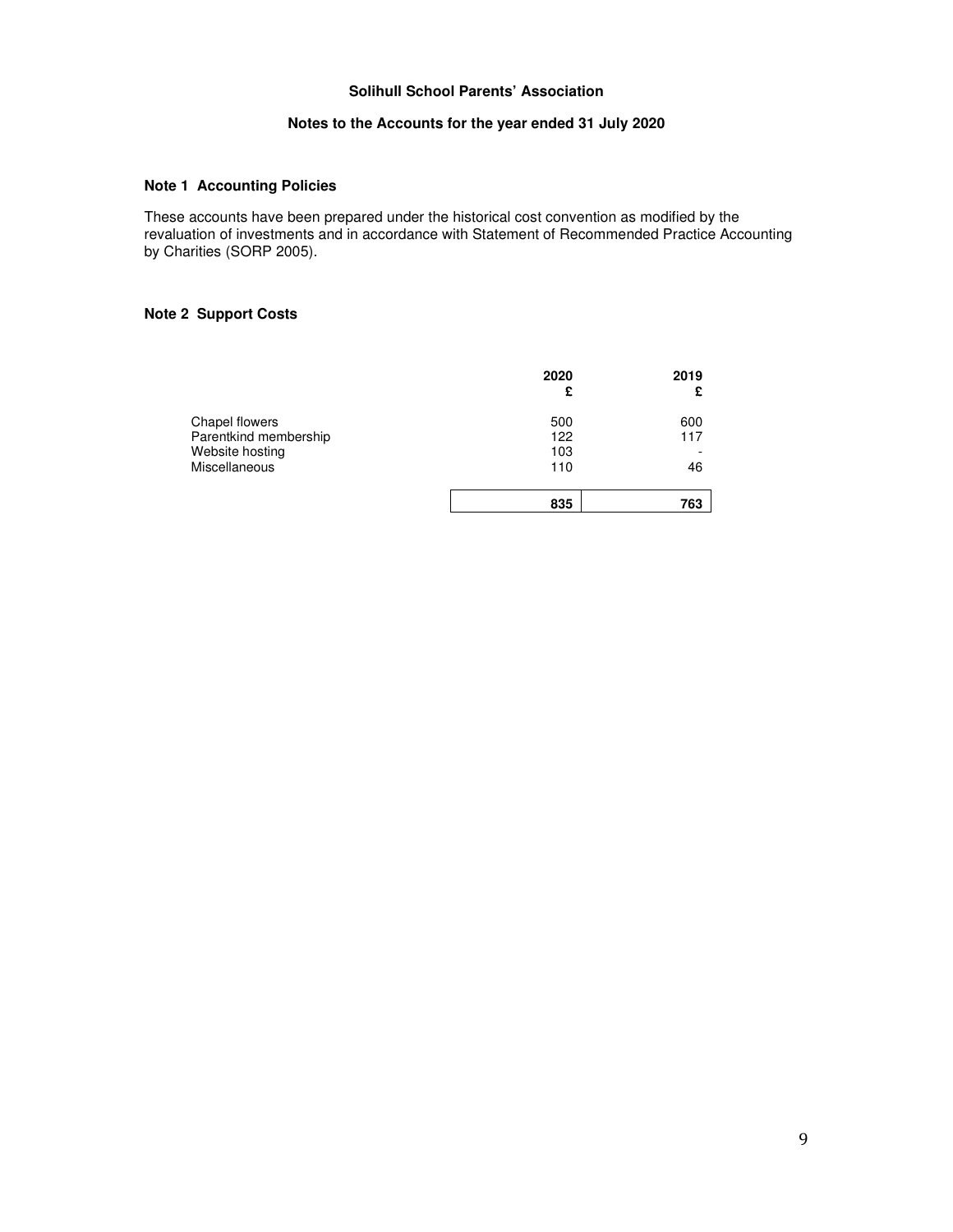**Solihull School Parents' Association**

**Notes to the Accounts for the year ended 31 July 2020**

### Note 1 Accounting Policies

These accounts have been prepared under the historical cost convention as modified by the revaluation of investments and in accordance with Statement of Recommended Practice Accounting by Charities (SORP 2005).

### Note 2 Support Costs

| | 2020 £ | 2019 £ |
|---|---|---|
| Chapel flowers | 500 | 600 |
| Parentkind membership | 122 | 117 |
| Website hosting | 103 | - |
| Miscellaneous | 110 | 46 |
| | **835** | **763** |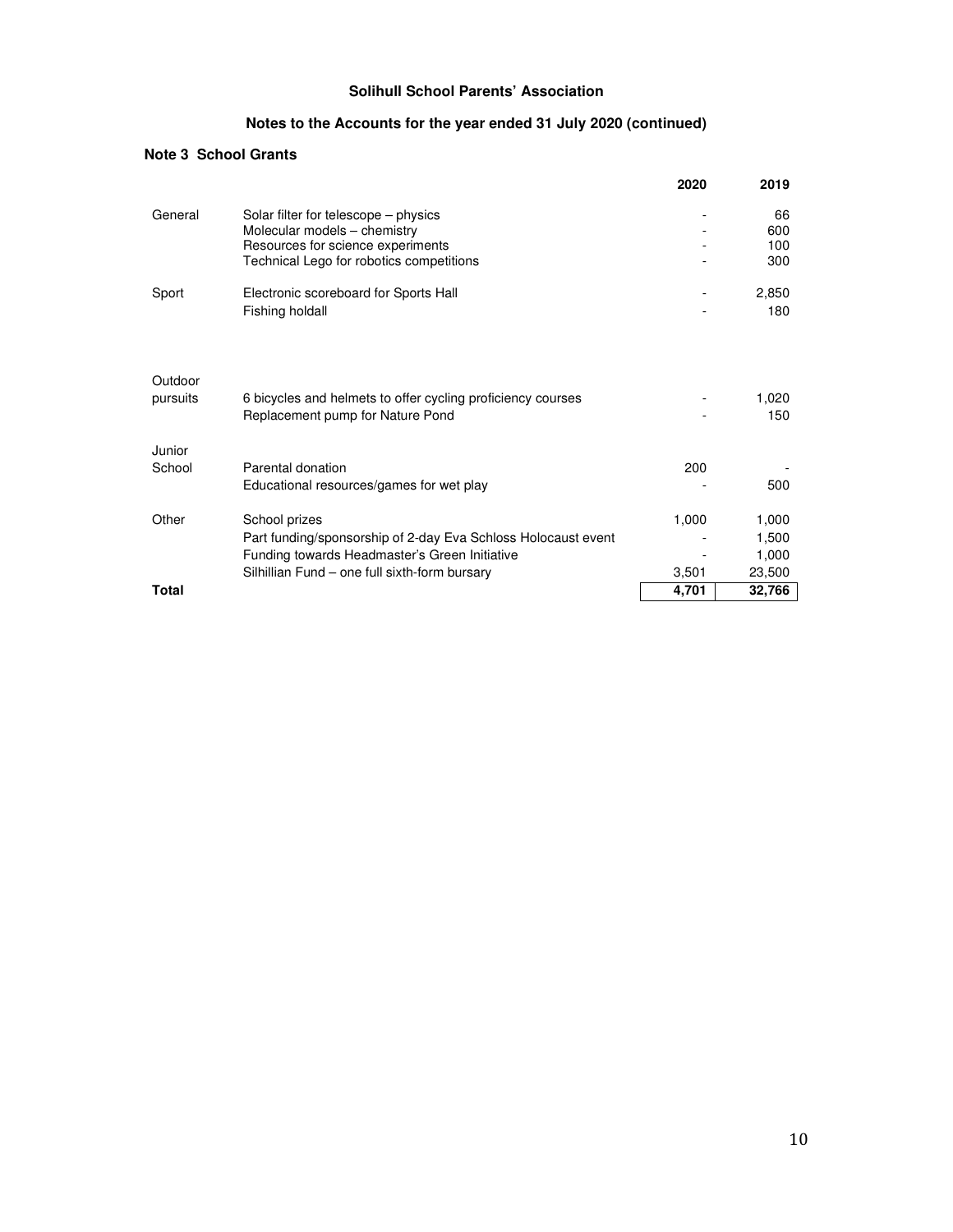**Solihull School Parents' Association**

**Notes to the Accounts for the year ended 31 July 2020 (continued)**

**Note 3 School Grants**

| | | 2020 | 2019 |
|---|---|---|---|
| General | Solar filter for telescope – physics | - | 66 |
| | Molecular models – chemistry | - | 600 |
| | Resources for science experiments | - | 100 |
| | Technical Lego for robotics competitions | - | 300 |
| Sport | Electronic scoreboard for Sports Hall | - | 2,850 |
| | Fishing holdall | - | 180 |
| Outdoor pursuits | 6 bicycles and helmets to offer cycling proficiency courses | - | 1,020 |
| | Replacement pump for Nature Pond | - | 150 |
| Junior School | Parental donation | 200 | - |
| | Educational resources/games for wet play | - | 500 |
| Other | School prizes | 1,000 | 1,000 |
| | Part funding/sponsorship of 2-day Eva Schloss Holocaust event | - | 1,500 |
| | Funding towards Headmaster's Green Initiative | - | 1,000 |
| | Silhillian Fund – one full sixth-form bursary | 3,501 | 23,500 |
| **Total** | | **4,701** | **32,766** |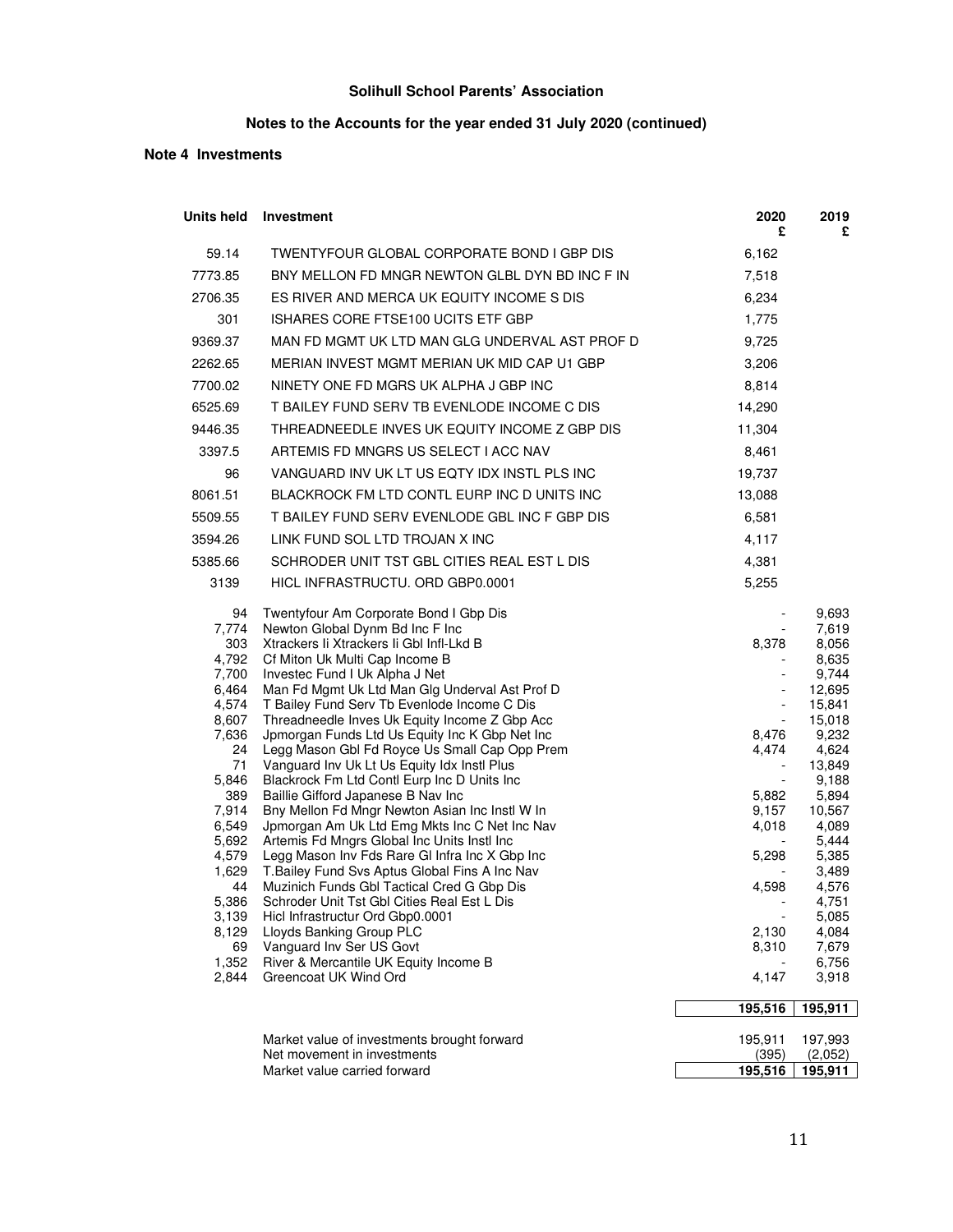**Solihull School Parents' Association**

**Notes to the Accounts for the year ended 31 July 2020 (continued)**

**Note 4 Investments**

| Units held | Investment | 2020 £ | 2019 £ |
|---|---|---|---|
| 59.14 | TWENTYFOUR GLOBAL CORPORATE BOND I GBP DIS | 6,162 | |
| 7773.85 | BNY MELLON FD MNGR NEWTON GLBL DYN BD INC F IN | 7,518 | |
| 2706.35 | ES RIVER AND MERCA UK EQUITY INCOME S DIS | 6,234 | |
| 301 | ISHARES CORE FTSE100 UCITS ETF GBP | 1,775 | |
| 9369.37 | MAN FD MGMT UK LTD MAN GLG UNDERVAL AST PROF D | 9,725 | |
| 2262.65 | MERIAN INVEST MGMT MERIAN UK MID CAP U1 GBP | 3,206 | |
| 7700.02 | NINETY ONE FD MGRS UK ALPHA J GBP INC | 8,814 | |
| 6525.69 | T BAILEY FUND SERV TB EVENLODE INCOME C DIS | 14,290 | |
| 9446.35 | THREADNEEDLE INVES UK EQUITY INCOME Z GBP DIS | 11,304 | |
| 3397.5 | ARTEMIS FD MNGRS US SELECT I ACC NAV | 8,461 | |
| 96 | VANGUARD INV UK LT US EQTY IDX INSTL PLS INC | 19,737 | |
| 8061.51 | BLACKROCK FM LTD CONTL EURP INC D UNITS INC | 13,088 | |
| 5509.55 | T BAILEY FUND SERV EVENLODE GBL INC F GBP DIS | 6,581 | |
| 3594.26 | LINK FUND SOL LTD TROJAN X INC | 4,117 | |
| 5385.66 | SCHRODER UNIT TST GBL CITIES REAL EST L DIS | 4,381 | |
| 3139 | HICL INFRASTRUCTU. ORD GBP0.0001 | 5,255 | |
| 94 | Twentyfour Am Corporate Bond I Gbp Dis | - | 9,693 |
| 7,774 | Newton Global Dynm Bd Inc F Inc | - | 7,619 |
| 303 | Xtrackers Ii Xtrackers Ii Gbl Infl-Lkd B | 8,378 | 8,056 |
| 4,792 | Cf Miton Uk Multi Cap Income B | - | 8,635 |
| 7,700 | Investec Fund I Uk Alpha J Net | - | 9,744 |
| 6,464 | Man Fd Mgmt Uk Ltd Man Glg Underval Ast Prof D | - | 12,695 |
| 4,574 | T Bailey Fund Serv Tb Evenlode Income C Dis | - | 15,841 |
| 8,607 | Threadneedle Inves Uk Equity Income Z Gbp Acc | - | 15,018 |
| 7,636 | Jpmorgan Funds Ltd Us Equity Inc K Gbp Net Inc | 8,476 | 9,232 |
| 24 | Legg Mason Gbl Fd Royce Us Small Cap Opp Prem | 4,474 | 4,624 |
| 71 | Vanguard Inv Uk Lt Us Equity Idx Instl Plus | - | 13,849 |
| 5,846 | Blackrock Fm Ltd Contl Eurp Inc D Units Inc | - | 9,188 |
| 389 | Baillie Gifford Japanese B Nav Inc | 5,882 | 5,894 |
| 7,914 | Bny Mellon Fd Mngr Newton Asian Inc Instl W In | 9,157 | 10,567 |
| 6,549 | Jpmorgan Am Uk Ltd Emg Mkts Inc C Net Inc Nav | 4,018 | 4,089 |
| 5,692 | Artemis Fd Mngrs Global Inc Units Instl Inc | - | 5,444 |
| 4,579 | Legg Mason Inv Fds Rare Gl Infra Inc X Gbp Inc | 5,298 | 5,385 |
| 1,629 | T.Bailey Fund Svs Aptus Global Fins A Inc Nav | - | 3,489 |
| 44 | Muzinich Funds Gbl Tactical Cred G Gbp Dis | 4,598 | 4,576 |
| 5,386 | Schroder Unit Tst Gbl Cities Real Est L Dis | - | 4,751 |
| 3,139 | Hicl Infrastructur Ord Gbp0.0001 | - | 5,085 |
| 8,129 | Lloyds Banking Group PLC | 2,130 | 4,084 |
| 69 | Vanguard Inv Ser US Govt | 8,310 | 7,679 |
| 1,352 | River & Mercantile UK Equity Income B | - | 6,756 |
| 2,844 | Greencoat UK Wind Ord | 4,147 | 3,918 |
| | | **195,516** | **195,911** |
| | Market value of investments brought forward | 195,911 | 197,993 |
| | Net movement in investments | (395) | (2,052) |
| | Market value carried forward | **195,516** | **195,911** |